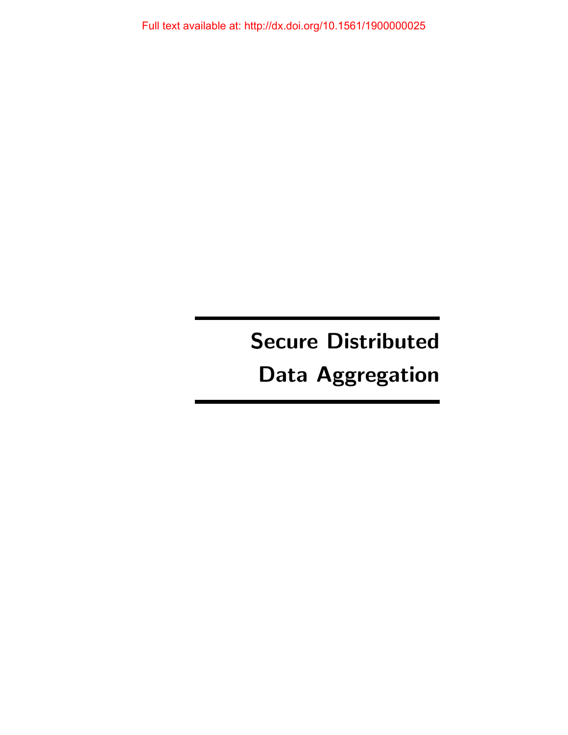Full text available at: http://dx.doi.org/10.1561/1900000025

# Secure Distributed Data Aggregation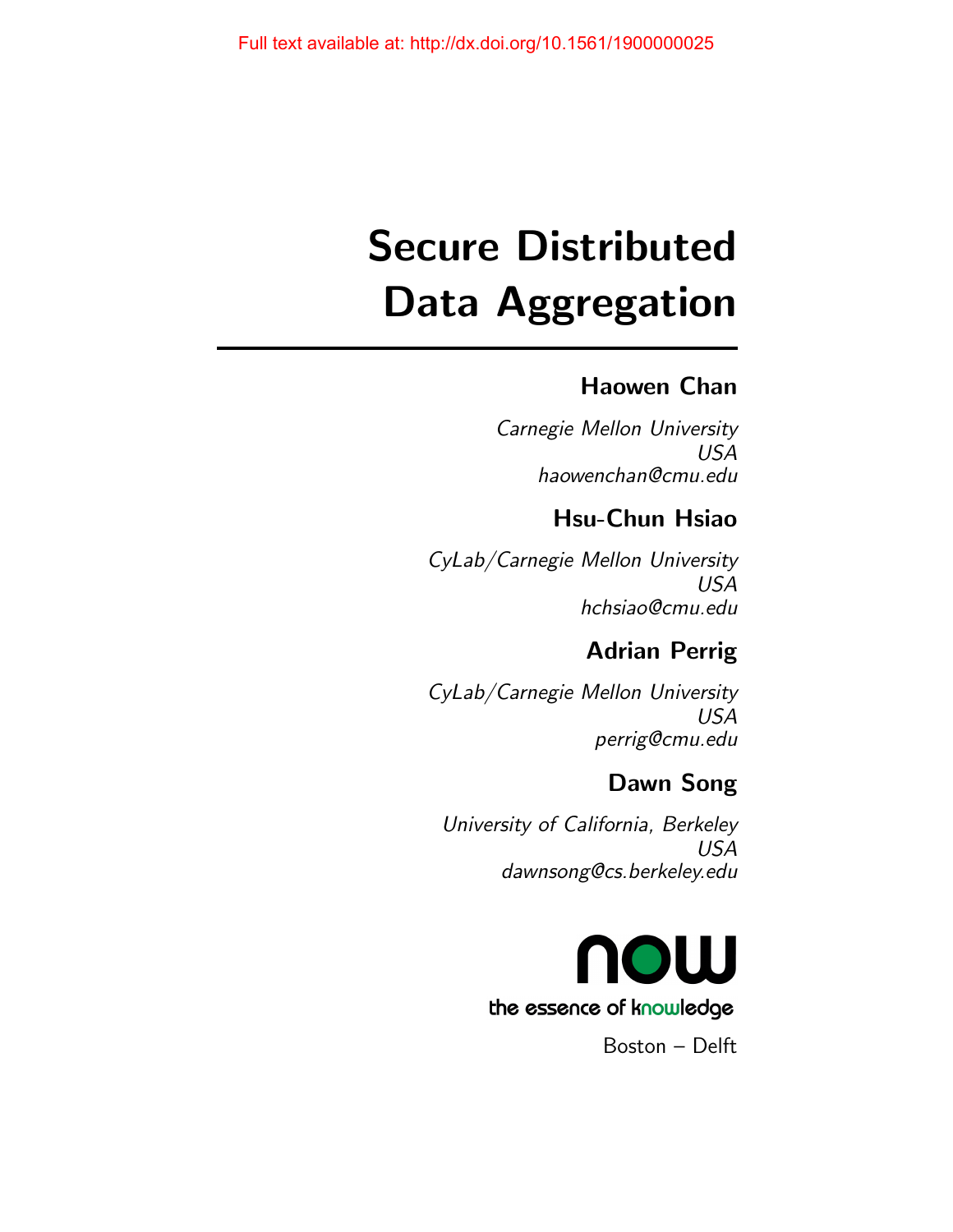# Secure Distributed Data Aggregation

**Haowen Chan**

*Carnegie Mellon University*
*USA*
*haowenchan@cmu.edu*

**Hsu-Chun Hsiao**

*CyLab/Carnegie Mellon University*
*USA*
*hchsiao@cmu.edu*

**Adrian Perrig**

*CyLab/Carnegie Mellon University*
*USA*
*perrig@cmu.edu*

**Dawn Song**

*University of California, Berkeley*
*USA*
*dawnsong@cs.berkeley.edu*

now

the essence of knowledge

Boston – Delft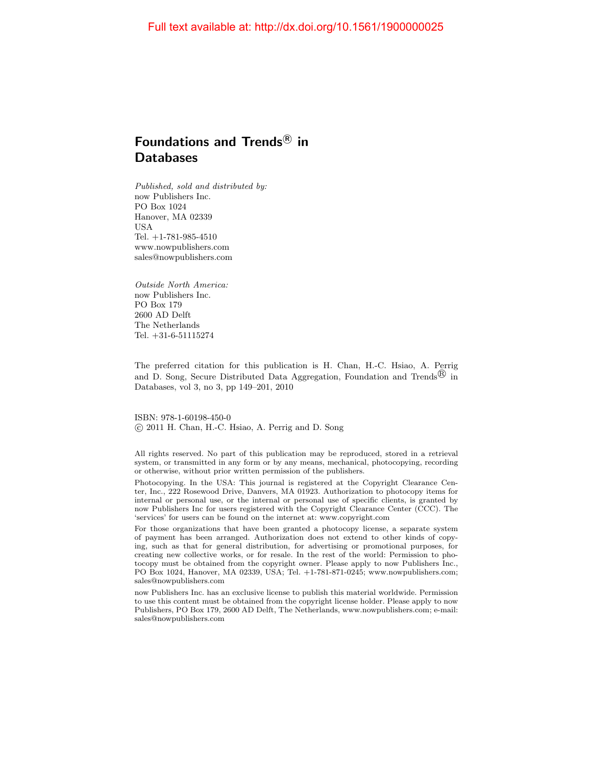Full text available at: http://dx.doi.org/10.1561/1900000025

# Foundations and Trends® in Databases

*Published, sold and distributed by:*
now Publishers Inc.
PO Box 1024
Hanover, MA 02339
USA
Tel. +1-781-985-4510
www.nowpublishers.com
sales@nowpublishers.com

*Outside North America:*
now Publishers Inc.
PO Box 179
2600 AD Delft
The Netherlands
Tel. +31-6-51115274

The preferred citation for this publication is H. Chan, H.-C. Hsiao, A. Perrig and D. Song, Secure Distributed Data Aggregation, Foundation and Trends® in Databases, vol 3, no 3, pp 149–201, 2010

ISBN: 978-1-60198-450-0
© 2011 H. Chan, H.-C. Hsiao, A. Perrig and D. Song

All rights reserved. No part of this publication may be reproduced, stored in a retrieval system, or transmitted in any form or by any means, mechanical, photocopying, recording or otherwise, without prior written permission of the publishers.

Photocopying. In the USA: This journal is registered at the Copyright Clearance Center, Inc., 222 Rosewood Drive, Danvers, MA 01923. Authorization to photocopy items for internal or personal use, or the internal or personal use of specific clients, is granted by now Publishers Inc for users registered with the Copyright Clearance Center (CCC). The 'services' for users can be found on the internet at: www.copyright.com

For those organizations that have been granted a photocopy license, a separate system of payment has been arranged. Authorization does not extend to other kinds of copying, such as that for general distribution, for advertising or promotional purposes, for creating new collective works, or for resale. In the rest of the world: Permission to photocopy must be obtained from the copyright owner. Please apply to now Publishers Inc., PO Box 1024, Hanover, MA 02339, USA; Tel. +1-781-871-0245; www.nowpublishers.com; sales@nowpublishers.com

now Publishers Inc. has an exclusive license to publish this material worldwide. Permission to use this content must be obtained from the copyright license holder. Please apply to now Publishers, PO Box 179, 2600 AD Delft, The Netherlands, www.nowpublishers.com; e-mail: sales@nowpublishers.com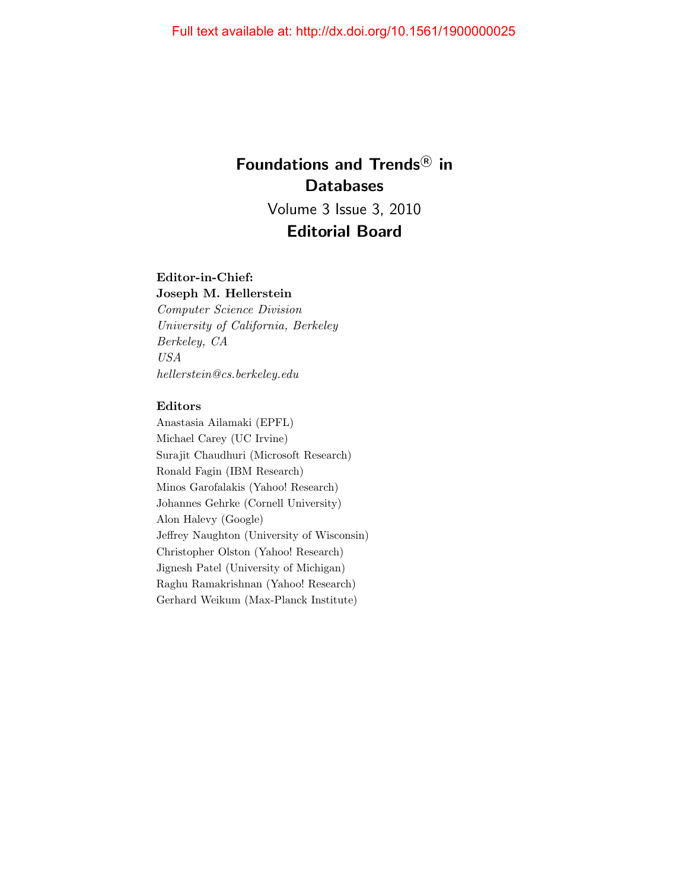# Foundations and Trends® in Databases

Volume 3 Issue 3, 2010

## Editorial Board

**Editor-in-Chief:**
**Joseph M. Hellerstein**
*Computer Science Division*
*University of California, Berkeley*
*Berkeley, CA*
*USA*
*hellerstein@cs.berkeley.edu*

**Editors**

Anastasia Ailamaki (EPFL)
Michael Carey (UC Irvine)
Surajit Chaudhuri (Microsoft Research)
Ronald Fagin (IBM Research)
Minos Garofalakis (Yahoo! Research)
Johannes Gehrke (Cornell University)
Alon Halevy (Google)
Jeffrey Naughton (University of Wisconsin)
Christopher Olston (Yahoo! Research)
Jignesh Patel (University of Michigan)
Raghu Ramakrishnan (Yahoo! Research)
Gerhard Weikum (Max-Planck Institute)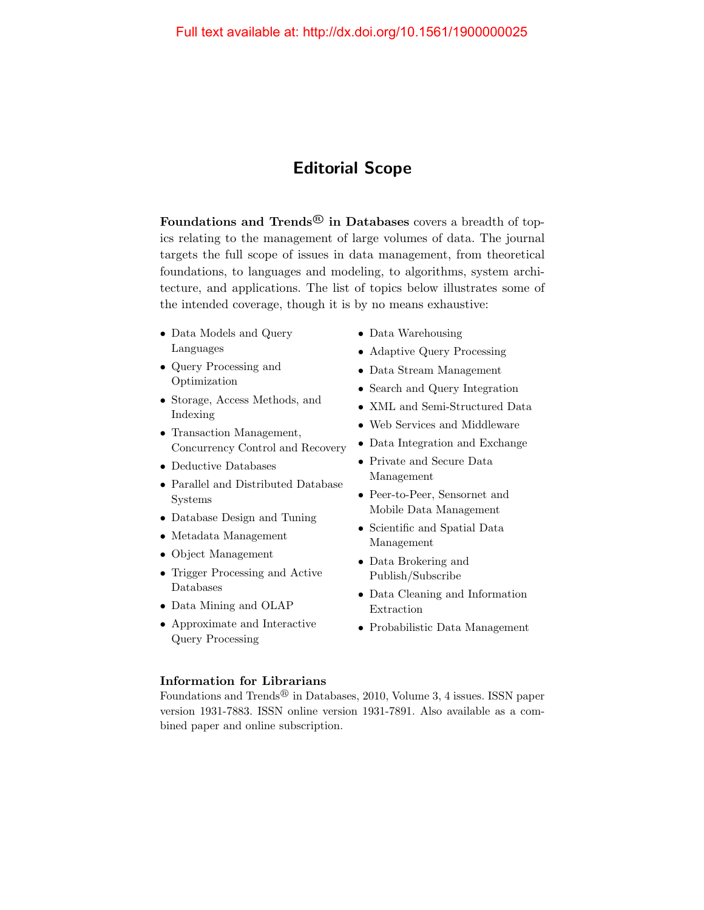Full text available at: http://dx.doi.org/10.1561/1900000025

# Editorial Scope

**Foundations and Trends® in Databases** covers a breadth of topics relating to the management of large volumes of data. The journal targets the full scope of issues in data management, from theoretical foundations, to languages and modeling, to algorithms, system architecture, and applications. The list of topics below illustrates some of the intended coverage, though it is by no means exhaustive:

- Data Models and Query Languages
- Query Processing and Optimization
- Storage, Access Methods, and Indexing
- Transaction Management, Concurrency Control and Recovery
- Deductive Databases
- Parallel and Distributed Database Systems
- Database Design and Tuning
- Metadata Management
- Object Management
- Trigger Processing and Active Databases
- Data Mining and OLAP
- Approximate and Interactive Query Processing
- Data Warehousing
- Adaptive Query Processing
- Data Stream Management
- Search and Query Integration
- XML and Semi-Structured Data
- Web Services and Middleware
- Data Integration and Exchange
- Private and Secure Data Management
- Peer-to-Peer, Sensornet and Mobile Data Management
- Scientific and Spatial Data Management
- Data Brokering and Publish/Subscribe
- Data Cleaning and Information Extraction
- Probabilistic Data Management

**Information for Librarians**

Foundations and Trends® in Databases, 2010, Volume 3, 4 issues. ISSN paper version 1931-7883. ISSN online version 1931-7891. Also available as a combined paper and online subscription.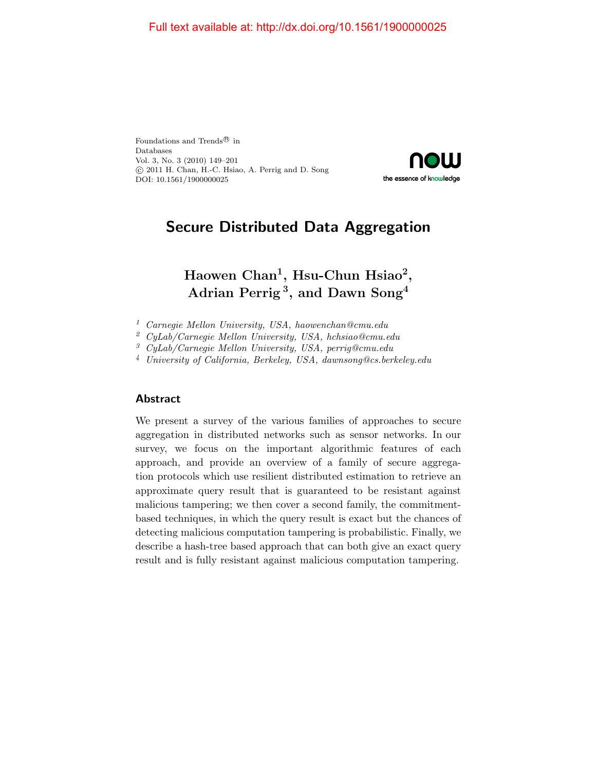Full text available at: http://dx.doi.org/10.1561/1900000025

Foundations and Trends® in
Databases
Vol. 3, No. 3 (2010) 149–201
© 2011 H. Chan, H.-C. Hsiao, A. Perrig and D. Song
DOI: 10.1561/1900000025

# Secure Distributed Data Aggregation

**Haowen Chan[1], Hsu-Chun Hsiao[2], Adrian Perrig[3], and Dawn Song[4]**

[1] *Carnegie Mellon University, USA, haowenchan@cmu.edu*
[2] *CyLab/Carnegie Mellon University, USA, hchsiao@cmu.edu*
[3] *CyLab/Carnegie Mellon University, USA, perrig@cmu.edu*
[4] *University of California, Berkeley, USA, dawnsong@cs.berkeley.edu*

## Abstract

We present a survey of the various families of approaches to secure aggregation in distributed networks such as sensor networks. In our survey, we focus on the important algorithmic features of each approach, and provide an overview of a family of secure aggregation protocols which use resilient distributed estimation to retrieve an approximate query result that is guaranteed to be resistant against malicious tampering; we then cover a second family, the commitment-based techniques, in which the query result is exact but the chances of detecting malicious computation tampering is probabilistic. Finally, we describe a hash-tree based approach that can both give an exact query result and is fully resistant against malicious computation tampering.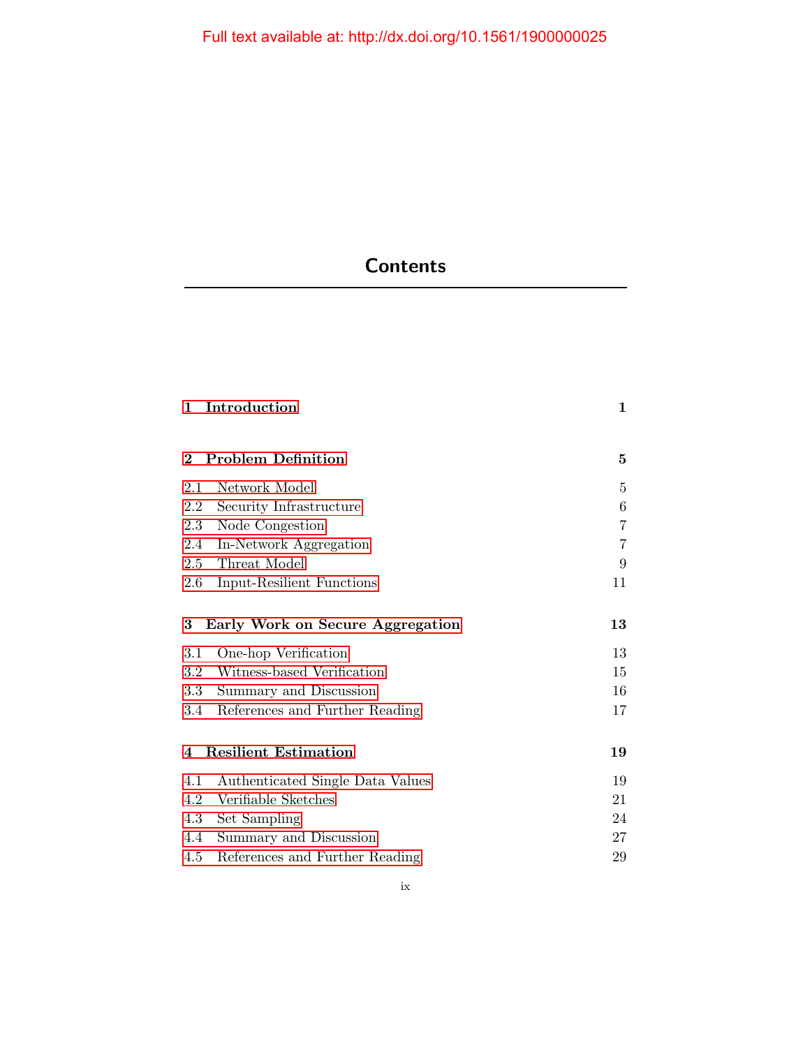# Contents

| | |
|---|---|
| **1 Introduction** | **1** |
| | |
| **2 Problem Definition** | **5** |
| 2.1 Network Model | 5 |
| 2.2 Security Infrastructure | 6 |
| 2.3 Node Congestion | 7 |
| 2.4 In-Network Aggregation | 7 |
| 2.5 Threat Model | 9 |
| 2.6 Input-Resilient Functions | 11 |
| | |
| **3 Early Work on Secure Aggregation** | **13** |
| 3.1 One-hop Verification | 13 |
| 3.2 Witness-based Verification | 15 |
| 3.3 Summary and Discussion | 16 |
| 3.4 References and Further Reading | 17 |
| | |
| **4 Resilient Estimation** | **19** |
| 4.1 Authenticated Single Data Values | 19 |
| 4.2 Verifiable Sketches | 21 |
| 4.3 Set Sampling | 24 |
| 4.4 Summary and Discussion | 27 |
| 4.5 References and Further Reading | 29 |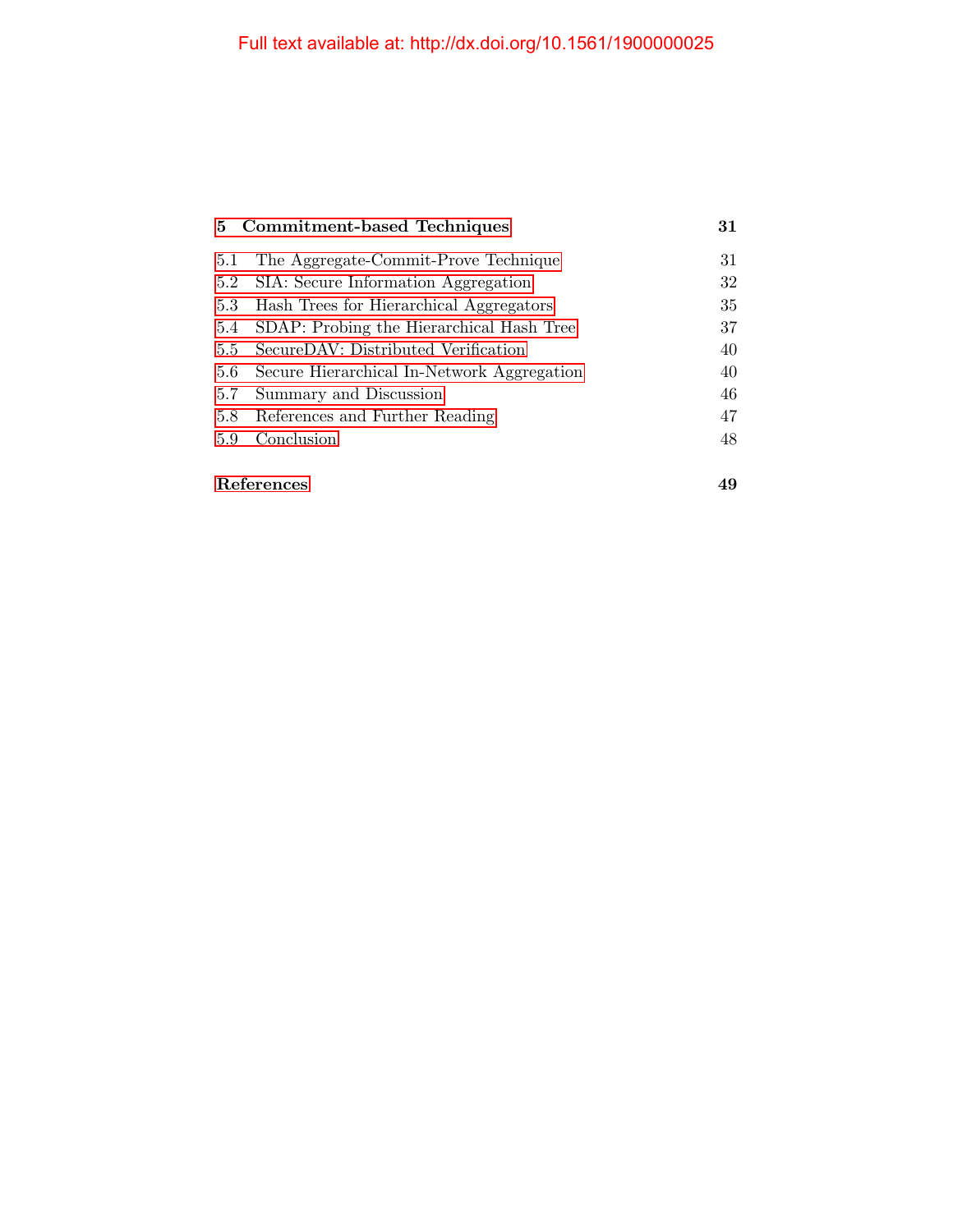**5 Commitment-based Techniques** **31**

5.1 The Aggregate-Commit-Prove Technique 31
5.2 SIA: Secure Information Aggregation 32
5.3 Hash Trees for Hierarchical Aggregators 35
5.4 SDAP: Probing the Hierarchical Hash Tree 37
5.5 SecureDAV: Distributed Verification 40
5.6 Secure Hierarchical In-Network Aggregation 40
5.7 Summary and Discussion 46
5.8 References and Further Reading 47
5.9 Conclusion 48

**References** **49**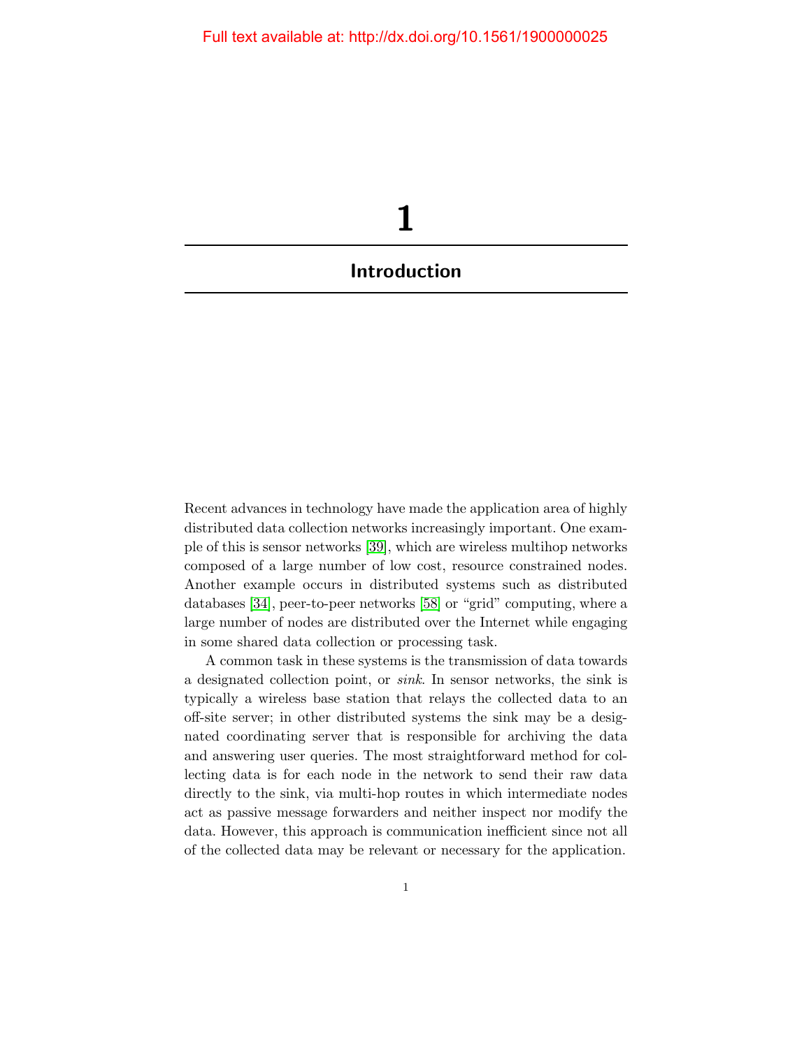# 1

## Introduction

Recent advances in technology have made the application area of highly distributed data collection networks increasingly important. One example of this is sensor networks [39], which are wireless multihop networks composed of a large number of low cost, resource constrained nodes. Another example occurs in distributed systems such as distributed databases [34], peer-to-peer networks [58] or "grid" computing, where a large number of nodes are distributed over the Internet while engaging in some shared data collection or processing task.

A common task in these systems is the transmission of data towards a designated collection point, or *sink*. In sensor networks, the sink is typically a wireless base station that relays the collected data to an off-site server; in other distributed systems the sink may be a designated coordinating server that is responsible for archiving the data and answering user queries. The most straightforward method for collecting data is for each node in the network to send their raw data directly to the sink, via multi-hop routes in which intermediate nodes act as passive message forwarders and neither inspect nor modify the data. However, this approach is communication inefficient since not all of the collected data may be relevant or necessary for the application.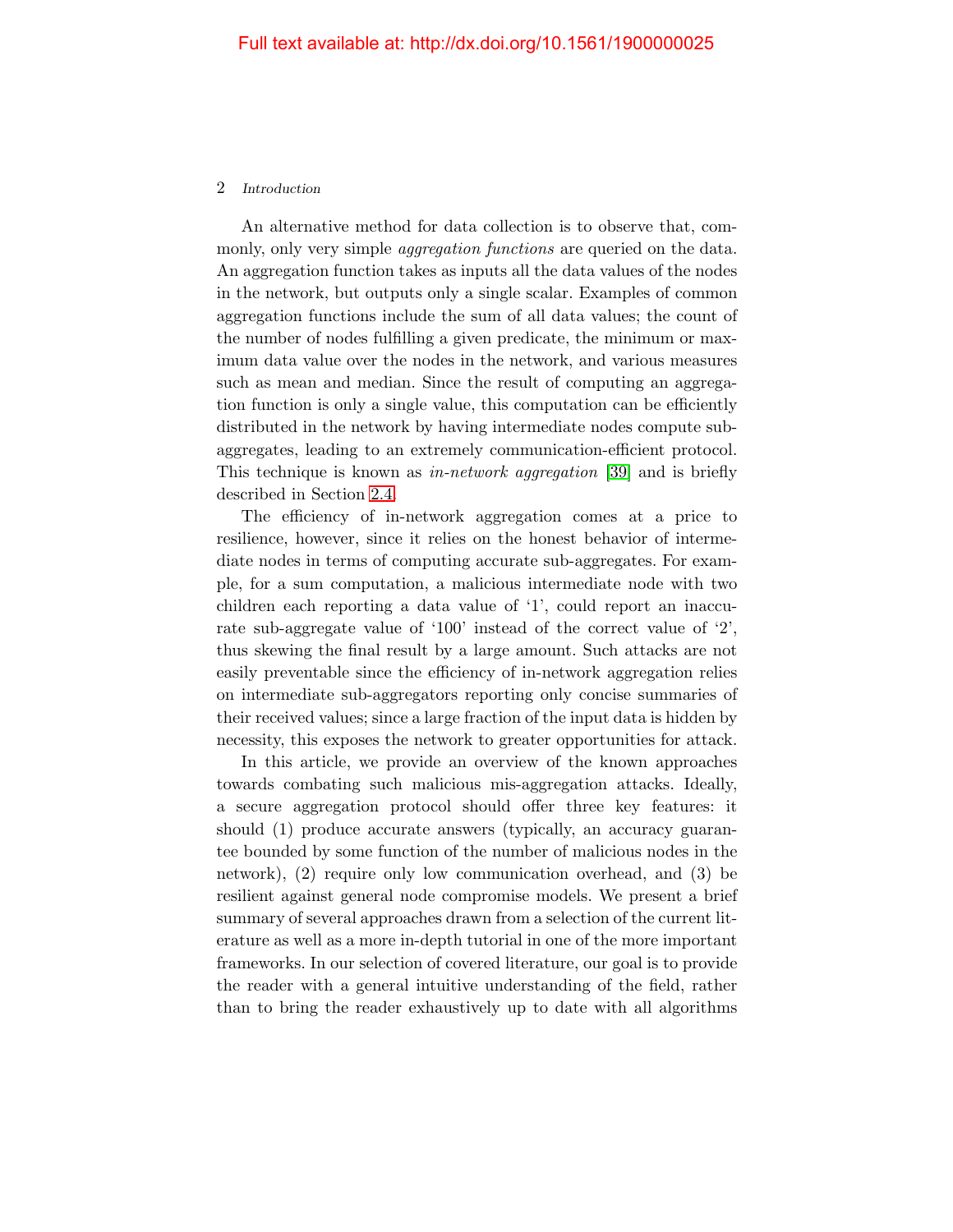An alternative method for data collection is to observe that, commonly, only very simple *aggregation functions* are queried on the data. An aggregation function takes as inputs all the data values of the nodes in the network, but outputs only a single scalar. Examples of common aggregation functions include the sum of all data values; the count of the number of nodes fulfilling a given predicate, the minimum or maximum data value over the nodes in the network, and various measures such as mean and median. Since the result of computing an aggregation function is only a single value, this computation can be efficiently distributed in the network by having intermediate nodes compute sub-aggregates, leading to an extremely communication-efficient protocol. This technique is known as *in-network aggregation* [39] and is briefly described in Section 2.4.

The efficiency of in-network aggregation comes at a price to resilience, however, since it relies on the honest behavior of intermediate nodes in terms of computing accurate sub-aggregates. For example, for a sum computation, a malicious intermediate node with two children each reporting a data value of '1', could report an inaccurate sub-aggregate value of '100' instead of the correct value of '2', thus skewing the final result by a large amount. Such attacks are not easily preventable since the efficiency of in-network aggregation relies on intermediate sub-aggregators reporting only concise summaries of their received values; since a large fraction of the input data is hidden by necessity, this exposes the network to greater opportunities for attack.

In this article, we provide an overview of the known approaches towards combating such malicious mis-aggregation attacks. Ideally, a secure aggregation protocol should offer three key features: it should (1) produce accurate answers (typically, an accuracy guarantee bounded by some function of the number of malicious nodes in the network), (2) require only low communication overhead, and (3) be resilient against general node compromise models. We present a brief summary of several approaches drawn from a selection of the current literature as well as a more in-depth tutorial in one of the more important frameworks. In our selection of covered literature, our goal is to provide the reader with a general intuitive understanding of the field, rather than to bring the reader exhaustively up to date with all algorithms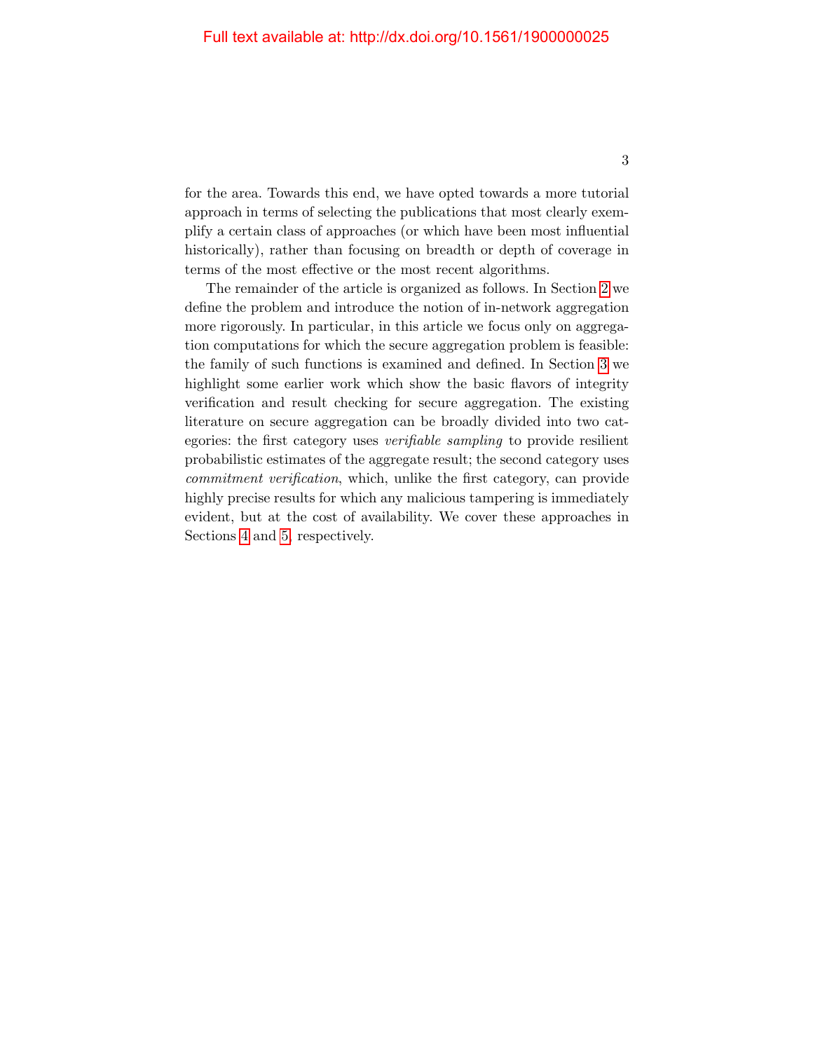for the area. Towards this end, we have opted towards a more tutorial approach in terms of selecting the publications that most clearly exemplify a certain class of approaches (or which have been most influential historically), rather than focusing on breadth or depth of coverage in terms of the most effective or the most recent algorithms.

The remainder of the article is organized as follows. In Section 2 we define the problem and introduce the notion of in-network aggregation more rigorously. In particular, in this article we focus only on aggregation computations for which the secure aggregation problem is feasible: the family of such functions is examined and defined. In Section 3 we highlight some earlier work which show the basic flavors of integrity verification and result checking for secure aggregation. The existing literature on secure aggregation can be broadly divided into two categories: the first category uses *verifiable sampling* to provide resilient probabilistic estimates of the aggregate result; the second category uses *commitment verification*, which, unlike the first category, can provide highly precise results for which any malicious tampering is immediately evident, but at the cost of availability. We cover these approaches in Sections 4 and 5, respectively.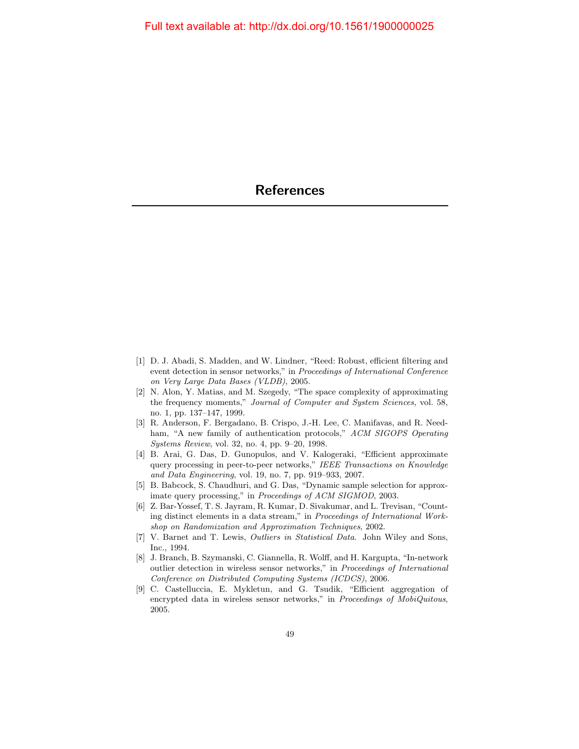# References

[1] D. J. Abadi, S. Madden, and W. Lindner, "Reed: Robust, efficient filtering and event detection in sensor networks," in *Proceedings of International Conference on Very Large Data Bases (VLDB)*, 2005.

[2] N. Alon, Y. Matias, and M. Szegedy, "The space complexity of approximating the frequency moments," *Journal of Computer and System Sciences*, vol. 58, no. 1, pp. 137–147, 1999.

[3] R. Anderson, F. Bergadano, B. Crispo, J.-H. Lee, C. Manifavas, and R. Needham, "A new family of authentication protocols," *ACM SIGOPS Operating Systems Review*, vol. 32, no. 4, pp. 9–20, 1998.

[4] B. Arai, G. Das, D. Gunopulos, and V. Kalogeraki, "Efficient approximate query processing in peer-to-peer networks," *IEEE Transactions on Knowledge and Data Engineering*, vol. 19, no. 7, pp. 919–933, 2007.

[5] B. Babcock, S. Chaudhuri, and G. Das, "Dynamic sample selection for approximate query processing," in *Proceedings of ACM SIGMOD*, 2003.

[6] Z. Bar-Yossef, T. S. Jayram, R. Kumar, D. Sivakumar, and L. Trevisan, "Counting distinct elements in a data stream," in *Proceedings of International Workshop on Randomization and Approximation Techniques*, 2002.

[7] V. Barnet and T. Lewis, *Outliers in Statistical Data*. John Wiley and Sons, Inc., 1994.

[8] J. Branch, B. Szymanski, C. Giannella, R. Wolff, and H. Kargupta, "In-network outlier detection in wireless sensor networks," in *Proceedings of International Conference on Distributed Computing Systems (ICDCS)*, 2006.

[9] C. Castelluccia, E. Mykletun, and G. Tsudik, "Efficient aggregation of encrypted data in wireless sensor networks," in *Proceedings of MobiQuitous*, 2005.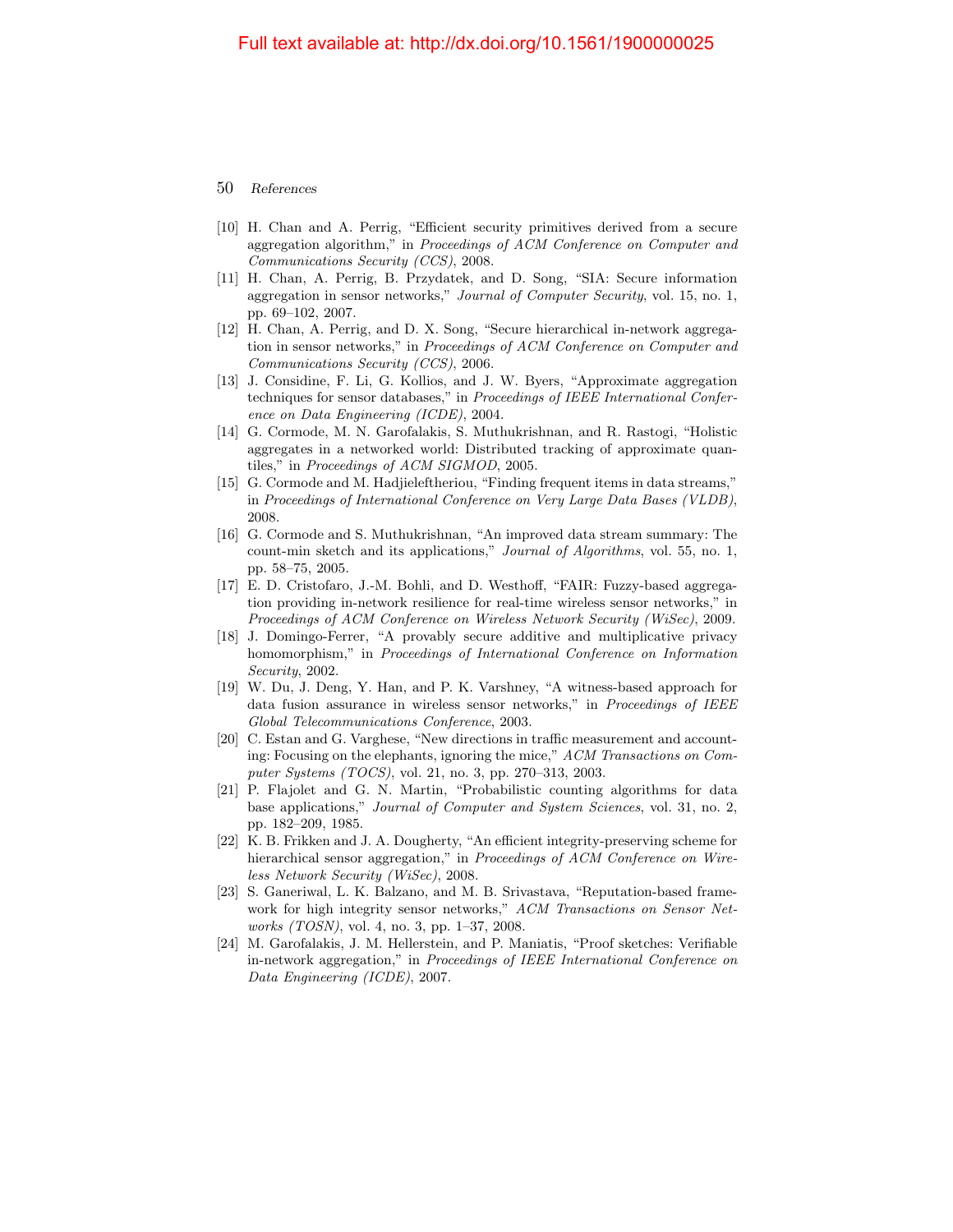[10] H. Chan and A. Perrig, "Efficient security primitives derived from a secure aggregation algorithm," in *Proceedings of ACM Conference on Computer and Communications Security (CCS)*, 2008.

[11] H. Chan, A. Perrig, B. Przydatek, and D. Song, "SIA: Secure information aggregation in sensor networks," *Journal of Computer Security*, vol. 15, no. 1, pp. 69–102, 2007.

[12] H. Chan, A. Perrig, and D. X. Song, "Secure hierarchical in-network aggregation in sensor networks," in *Proceedings of ACM Conference on Computer and Communications Security (CCS)*, 2006.

[13] J. Considine, F. Li, G. Kollios, and J. W. Byers, "Approximate aggregation techniques for sensor databases," in *Proceedings of IEEE International Conference on Data Engineering (ICDE)*, 2004.

[14] G. Cormode, M. N. Garofalakis, S. Muthukrishnan, and R. Rastogi, "Holistic aggregates in a networked world: Distributed tracking of approximate quantiles," in *Proceedings of ACM SIGMOD*, 2005.

[15] G. Cormode and M. Hadjieleftheriou, "Finding frequent items in data streams," in *Proceedings of International Conference on Very Large Data Bases (VLDB)*, 2008.

[16] G. Cormode and S. Muthukrishnan, "An improved data stream summary: The count-min sketch and its applications," *Journal of Algorithms*, vol. 55, no. 1, pp. 58–75, 2005.

[17] E. D. Cristofaro, J.-M. Bohli, and D. Westhoff, "FAIR: Fuzzy-based aggregation providing in-network resilience for real-time wireless sensor networks," in *Proceedings of ACM Conference on Wireless Network Security (WiSec)*, 2009.

[18] J. Domingo-Ferrer, "A provably secure additive and multiplicative privacy homomorphism," in *Proceedings of International Conference on Information Security*, 2002.

[19] W. Du, J. Deng, Y. Han, and P. K. Varshney, "A witness-based approach for data fusion assurance in wireless sensor networks," in *Proceedings of IEEE Global Telecommunications Conference*, 2003.

[20] C. Estan and G. Varghese, "New directions in traffic measurement and accounting: Focusing on the elephants, ignoring the mice," *ACM Transactions on Computer Systems (TOCS)*, vol. 21, no. 3, pp. 270–313, 2003.

[21] P. Flajolet and G. N. Martin, "Probabilistic counting algorithms for data base applications," *Journal of Computer and System Sciences*, vol. 31, no. 2, pp. 182–209, 1985.

[22] K. B. Frikken and J. A. Dougherty, "An efficient integrity-preserving scheme for hierarchical sensor aggregation," in *Proceedings of ACM Conference on Wireless Network Security (WiSec)*, 2008.

[23] S. Ganeriwal, L. K. Balzano, and M. B. Srivastava, "Reputation-based framework for high integrity sensor networks," *ACM Transactions on Sensor Networks (TOSN)*, vol. 4, no. 3, pp. 1–37, 2008.

[24] M. Garofalakis, J. M. Hellerstein, and P. Maniatis, "Proof sketches: Verifiable in-network aggregation," in *Proceedings of IEEE International Conference on Data Engineering (ICDE)*, 2007.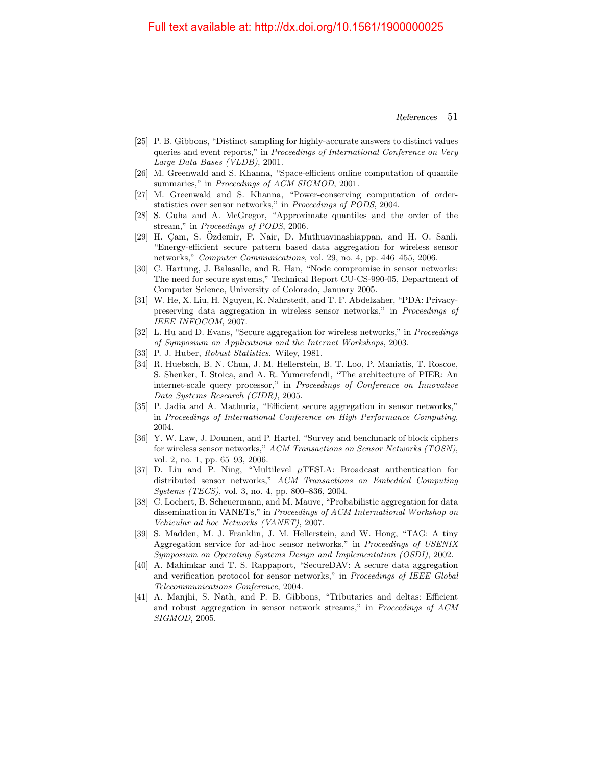[25] P. B. Gibbons, "Distinct sampling for highly-accurate answers to distinct values queries and event reports," in *Proceedings of International Conference on Very Large Data Bases (VLDB)*, 2001.

[26] M. Greenwald and S. Khanna, "Space-efficient online computation of quantile summaries," in *Proceedings of ACM SIGMOD*, 2001.

[27] M. Greenwald and S. Khanna, "Power-conserving computation of order-statistics over sensor networks," in *Proceedings of PODS*, 2004.

[28] S. Guha and A. McGregor, "Approximate quantiles and the order of the stream," in *Proceedings of PODS*, 2006.

[29] H. Çam, S. Özdemir, P. Nair, D. Muthuavinashiappan, and H. O. Sanli, "Energy-efficient secure pattern based data aggregation for wireless sensor networks," *Computer Communications*, vol. 29, no. 4, pp. 446–455, 2006.

[30] C. Hartung, J. Balasalle, and R. Han, "Node compromise in sensor networks: The need for secure systems," Technical Report CU-CS-990-05, Department of Computer Science, University of Colorado, January 2005.

[31] W. He, X. Liu, H. Nguyen, K. Nahrstedt, and T. F. Abdelzaher, "PDA: Privacy-preserving data aggregation in wireless sensor networks," in *Proceedings of IEEE INFOCOM*, 2007.

[32] L. Hu and D. Evans, "Secure aggregation for wireless networks," in *Proceedings of Symposium on Applications and the Internet Workshops*, 2003.

[33] P. J. Huber, *Robust Statistics*. Wiley, 1981.

[34] R. Huebsch, B. N. Chun, J. M. Hellerstein, B. T. Loo, P. Maniatis, T. Roscoe, S. Shenker, I. Stoica, and A. R. Yumerefendi, "The architecture of PIER: An internet-scale query processor," in *Proceedings of Conference on Innovative Data Systems Research (CIDR)*, 2005.

[35] P. Jadia and A. Mathuria, "Efficient secure aggregation in sensor networks," in *Proceedings of International Conference on High Performance Computing*, 2004.

[36] Y. W. Law, J. Doumen, and P. Hartel, "Survey and benchmark of block ciphers for wireless sensor networks," *ACM Transactions on Sensor Networks (TOSN)*, vol. 2, no. 1, pp. 65–93, 2006.

[37] D. Liu and P. Ning, "Multilevel $\mu$TESLA: Broadcast authentication for distributed sensor networks," *ACM Transactions on Embedded Computing Systems (TECS)*, vol. 3, no. 4, pp. 800–836, 2004.

[38] C. Lochert, B. Scheuermann, and M. Mauve, "Probabilistic aggregation for data dissemination in VANETs," in *Proceedings of ACM International Workshop on Vehicular ad hoc Networks (VANET)*, 2007.

[39] S. Madden, M. J. Franklin, J. M. Hellerstein, and W. Hong, "TAG: A tiny Aggregation service for ad-hoc sensor networks," in *Proceedings of USENIX Symposium on Operating Systems Design and Implementation (OSDI)*, 2002.

[40] A. Mahimkar and T. S. Rappaport, "SecureDAV: A secure data aggregation and verification protocol for sensor networks," in *Proceedings of IEEE Global Telecommunications Conference*, 2004.

[41] A. Manjhi, S. Nath, and P. B. Gibbons, "Tributaries and deltas: Efficient and robust aggregation in sensor network streams," in *Proceedings of ACM SIGMOD*, 2005.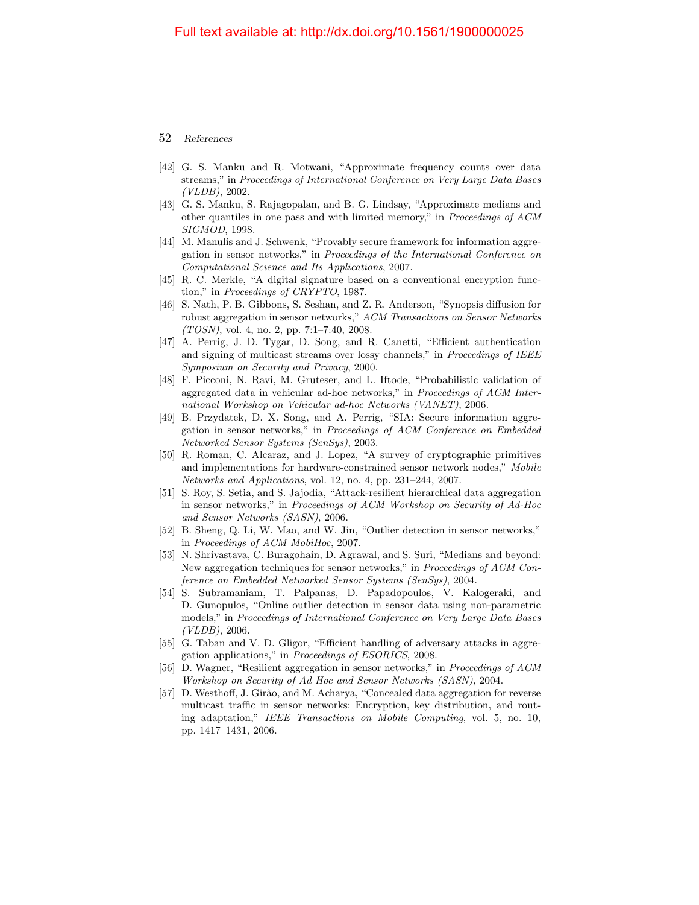[42] G. S. Manku and R. Motwani, "Approximate frequency counts over data streams," in *Proceedings of International Conference on Very Large Data Bases (VLDB)*, 2002.

[43] G. S. Manku, S. Rajagopalan, and B. G. Lindsay, "Approximate medians and other quantiles in one pass and with limited memory," in *Proceedings of ACM SIGMOD*, 1998.

[44] M. Manulis and J. Schwenk, "Provably secure framework for information aggregation in sensor networks," in *Proceedings of the International Conference on Computational Science and Its Applications*, 2007.

[45] R. C. Merkle, "A digital signature based on a conventional encryption function," in *Proceedings of CRYPTO*, 1987.

[46] S. Nath, P. B. Gibbons, S. Seshan, and Z. R. Anderson, "Synopsis diffusion for robust aggregation in sensor networks," *ACM Transactions on Sensor Networks (TOSN)*, vol. 4, no. 2, pp. 7:1–7:40, 2008.

[47] A. Perrig, J. D. Tygar, D. Song, and R. Canetti, "Efficient authentication and signing of multicast streams over lossy channels," in *Proceedings of IEEE Symposium on Security and Privacy*, 2000.

[48] F. Picconi, N. Ravi, M. Gruteser, and L. Iftode, "Probabilistic validation of aggregated data in vehicular ad-hoc networks," in *Proceedings of ACM International Workshop on Vehicular ad-hoc Networks (VANET)*, 2006.

[49] B. Przydatek, D. X. Song, and A. Perrig, "SIA: Secure information aggregation in sensor networks," in *Proceedings of ACM Conference on Embedded Networked Sensor Systems (SenSys)*, 2003.

[50] R. Roman, C. Alcaraz, and J. Lopez, "A survey of cryptographic primitives and implementations for hardware-constrained sensor network nodes," *Mobile Networks and Applications*, vol. 12, no. 4, pp. 231–244, 2007.

[51] S. Roy, S. Setia, and S. Jajodia, "Attack-resilient hierarchical data aggregation in sensor networks," in *Proceedings of ACM Workshop on Security of Ad-Hoc and Sensor Networks (SASN)*, 2006.

[52] B. Sheng, Q. Li, W. Mao, and W. Jin, "Outlier detection in sensor networks," in *Proceedings of ACM MobiHoc*, 2007.

[53] N. Shrivastava, C. Buragohain, D. Agrawal, and S. Suri, "Medians and beyond: New aggregation techniques for sensor networks," in *Proceedings of ACM Conference on Embedded Networked Sensor Systems (SenSys)*, 2004.

[54] S. Subramaniam, T. Palpanas, D. Papadopoulos, V. Kalogeraki, and D. Gunopulos, "Online outlier detection in sensor data using non-parametric models," in *Proceedings of International Conference on Very Large Data Bases (VLDB)*, 2006.

[55] G. Taban and V. D. Gligor, "Efficient handling of adversary attacks in aggregation applications," in *Proceedings of ESORICS*, 2008.

[56] D. Wagner, "Resilient aggregation in sensor networks," in *Proceedings of ACM Workshop on Security of Ad Hoc and Sensor Networks (SASN)*, 2004.

[57] D. Westhoff, J. Girão, and M. Acharya, "Concealed data aggregation for reverse multicast traffic in sensor networks: Encryption, key distribution, and routing adaptation," *IEEE Transactions on Mobile Computing*, vol. 5, no. 10, pp. 1417–1431, 2006.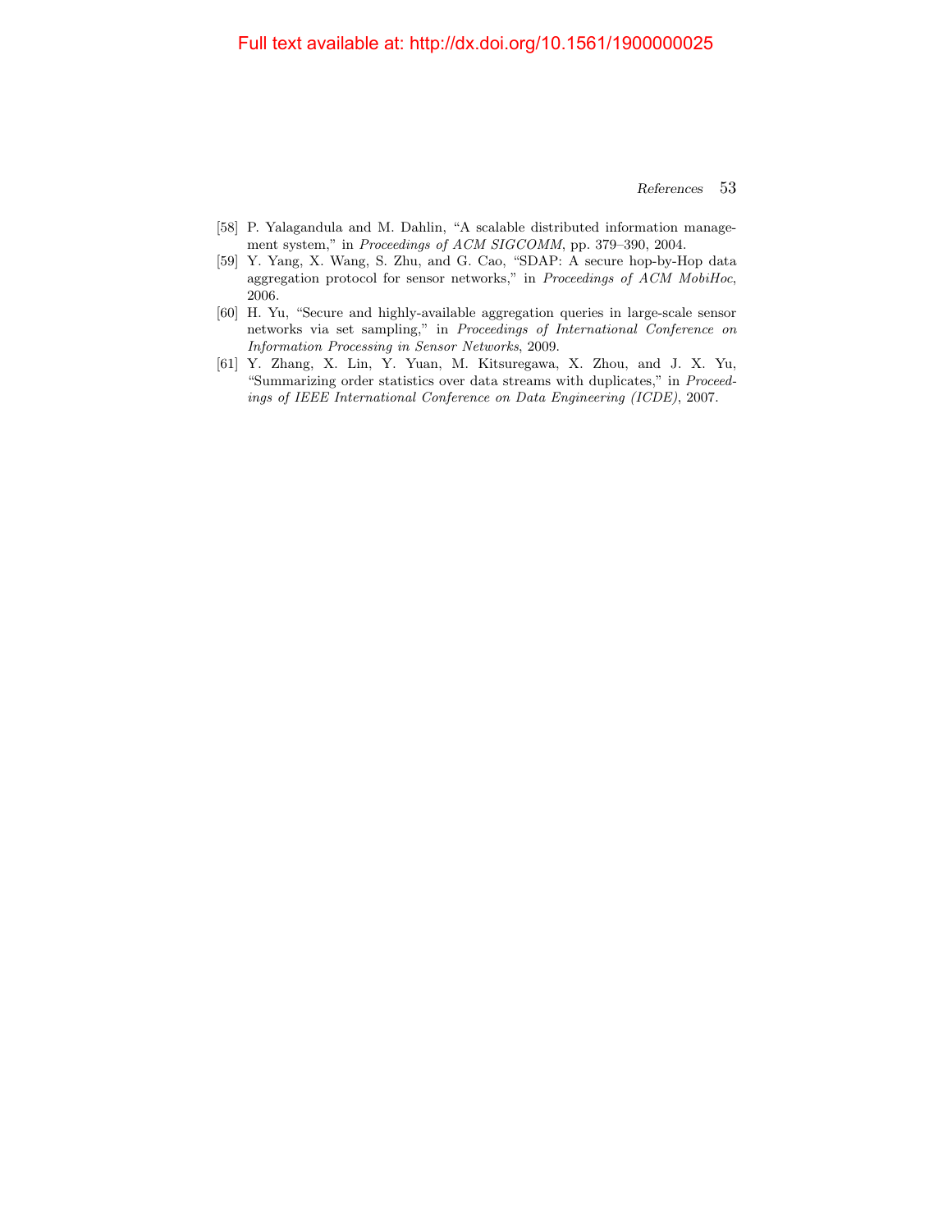[58] P. Yalagandula and M. Dahlin, "A scalable distributed information management system," in *Proceedings of ACM SIGCOMM*, pp. 379–390, 2004.

[59] Y. Yang, X. Wang, S. Zhu, and G. Cao, "SDAP: A secure hop-by-Hop data aggregation protocol for sensor networks," in *Proceedings of ACM MobiHoc*, 2006.

[60] H. Yu, "Secure and highly-available aggregation queries in large-scale sensor networks via set sampling," in *Proceedings of International Conference on Information Processing in Sensor Networks*, 2009.

[61] Y. Zhang, X. Lin, Y. Yuan, M. Kitsuregawa, X. Zhou, and J. X. Yu, "Summarizing order statistics over data streams with duplicates," in *Proceedings of IEEE International Conference on Data Engineering (ICDE)*, 2007.